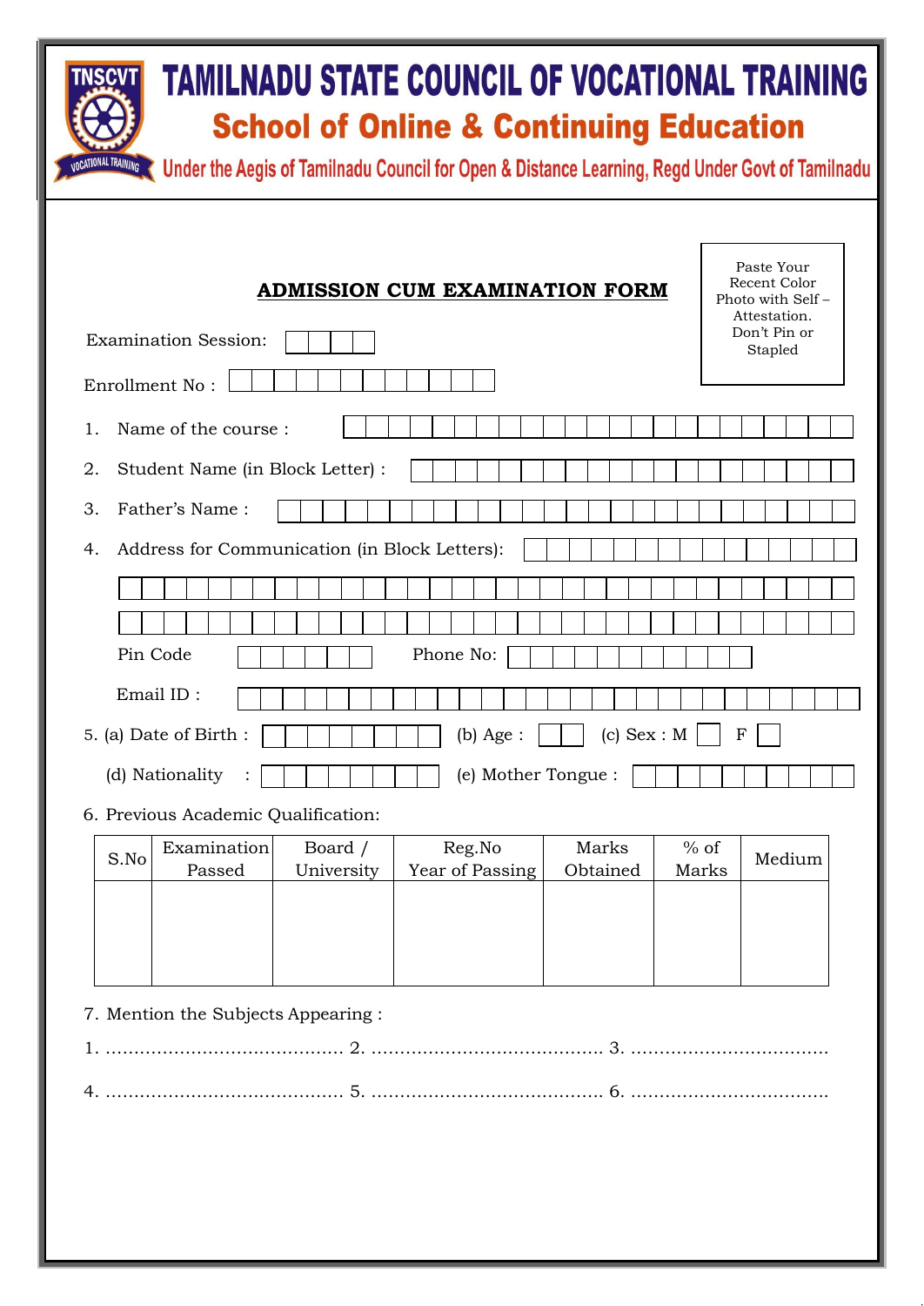# TAMILNADU STATE COUNCIL OF VOCATIONAL TRAINING

## School of Online & Continuing Education

Under the Aegis of Tamilnadu Council for Open & Distance Learning, Regd Under Govt of Tamilnadu

**ADMISSION CUM EXAMINATION FORM**

Paste Your Recent Color Photo with Self – Attestation. Don't Pin or Stapled

Examination Session:

Enrollment No :

1. Name of the course :
2. Student Name (in Block Letter) :
3. Father's Name :
4. Address for Communication (in Block Letters):

   Pin Code                Phone No:

   Email ID :

5. (a) Date of Birth :        (b) Age :        (c) Sex : M ☐ F ☐

   (d) Nationality :        (e) Mother Tongue :

6. Previous Academic Qualification:

| S.No | Examination Passed | Board / University | Reg.No Year of Passing | Marks Obtained | % of Marks | Medium |
|---|---|---|---|---|---|---|
| | | | | | | |

7. Mention the Subjects Appearing :

1. .......................................... 2. ......................................... 3. ..................................

4. .......................................... 5. ......................................... 6. ..................................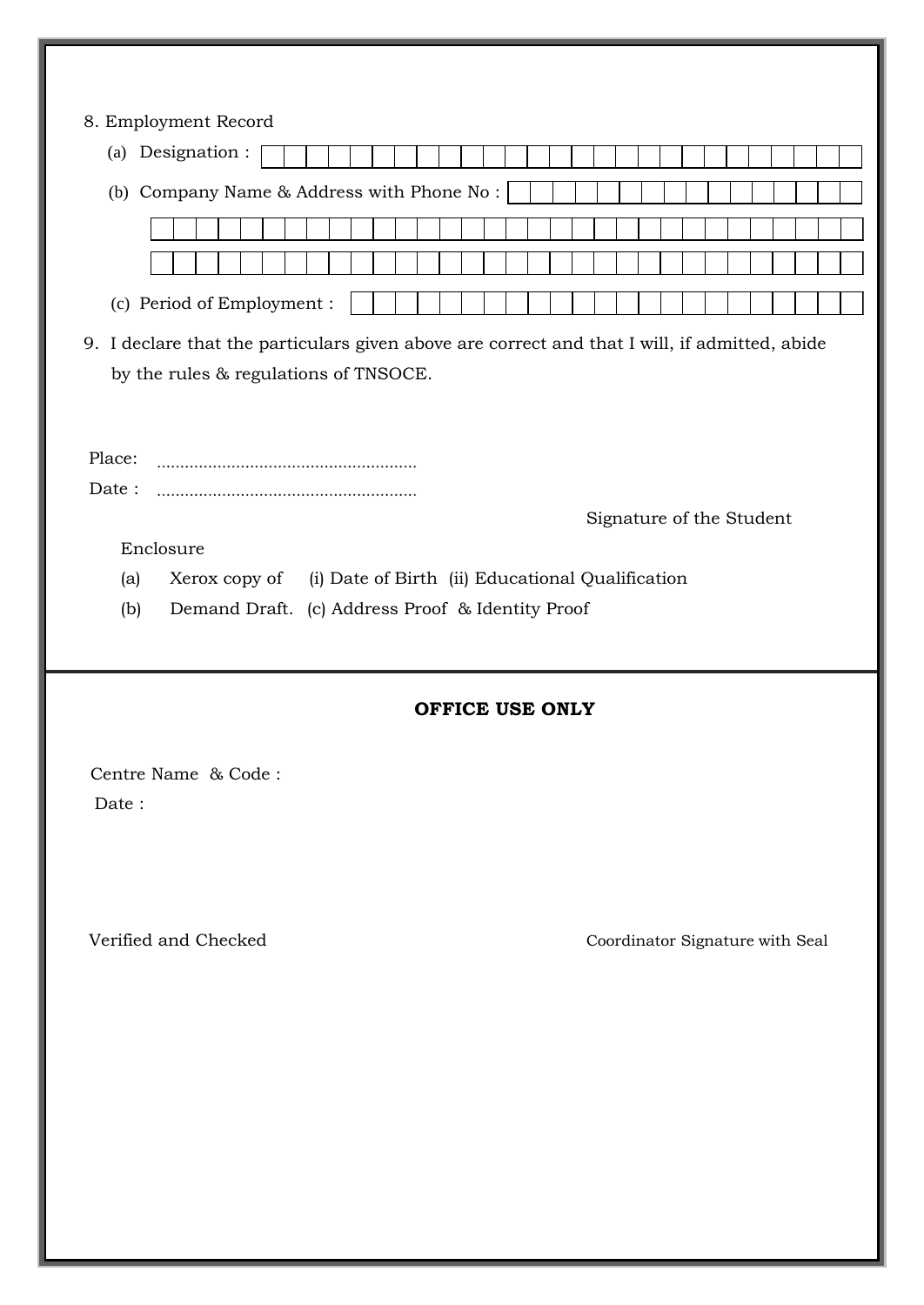8. Employment Record

(a) Designation :

(b) Company Name & Address with Phone No :

(c) Period of Employment :

9. I declare that the particulars given above are correct and that I will, if admitted, abide by the rules & regulations of TNSOCE.

Place: ........................................................

Date : ........................................................

Signature of the Student

Enclosure

(a) Xerox copy of (i) Date of Birth (ii) Educational Qualification

(b) Demand Draft. (c) Address Proof & Identity Proof

---

**OFFICE USE ONLY**

Centre Name & Code :

Date :

Verified and Checked

Coordinator Signature with Seal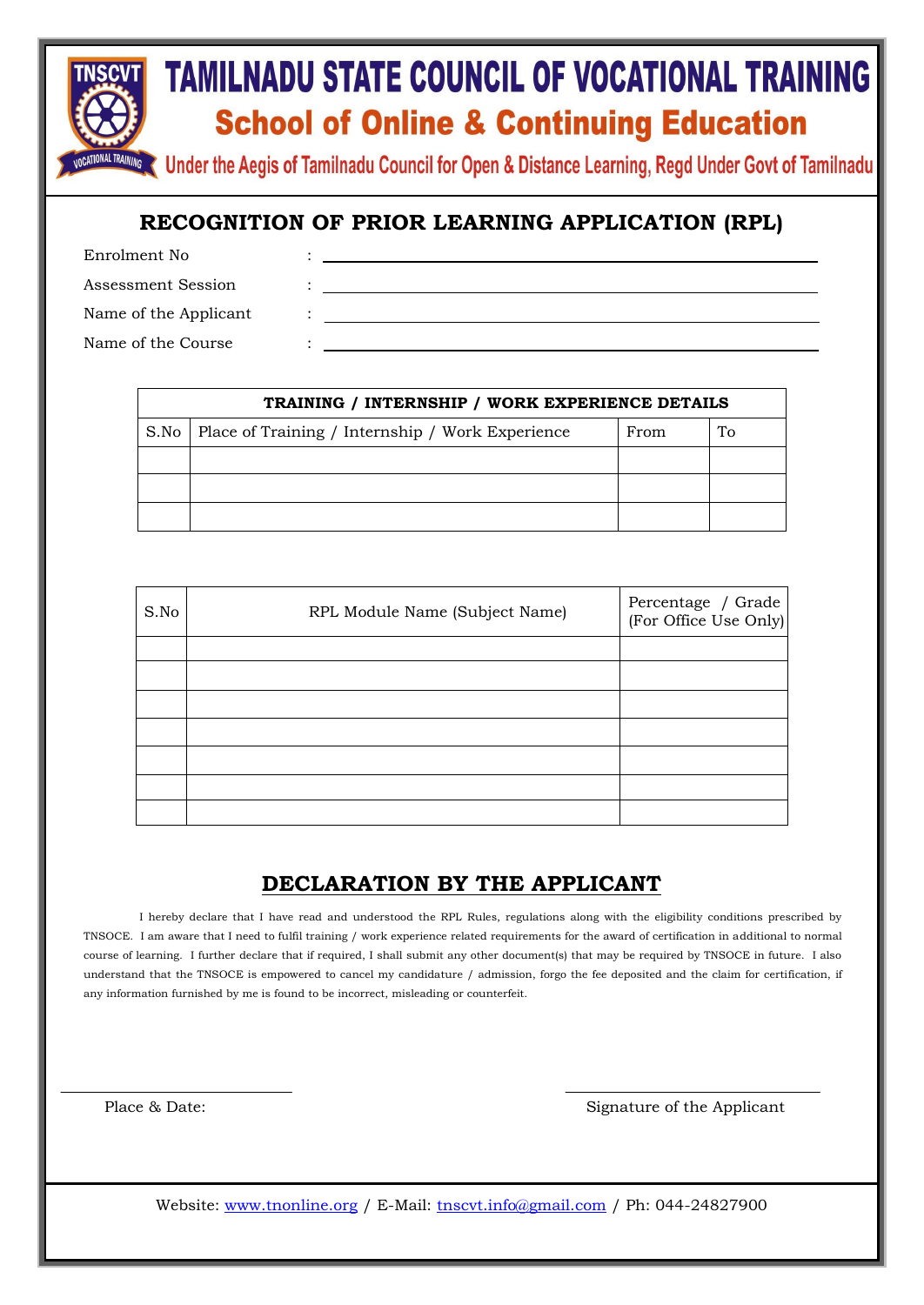# TAMILNADU STATE COUNCIL OF VOCATIONAL TRAINING

## School of Online & Continuing Education

Under the Aegis of Tamilnadu Council for Open & Distance Learning, Regd Under Govt of Tamilnadu

## RECOGNITION OF PRIOR LEARNING APPLICATION (RPL)

Enrolment No : ______________________________

Assessment Session : ______________________________

Name of the Applicant : ______________________________

Name of the Course : ______________________________

| TRAINING / INTERNSHIP / WORK EXPERIENCE DETAILS | | | |
|---|---|---|---|
| S.No | Place of Training / Internship / Work Experience | From | To |
| | | | |
| | | | |
| | | | |

| S.No | RPL Module Name (Subject Name) | Percentage / Grade (For Office Use Only) |
|---|---|---|
| | | |
| | | |
| | | |
| | | |
| | | |
| | | |
| | | |

## DECLARATION BY THE APPLICANT

I hereby declare that I have read and understood the RPL Rules, regulations along with the eligibility conditions prescribed by TNSOCE. I am aware that I need to fulfil training / work experience related requirements for the award of certification in additional to normal course of learning. I further declare that if required, I shall submit any other document(s) that may be required by TNSOCE in future. I also understand that the TNSOCE is empowered to cancel my candidature / admission, forgo the fee deposited and the claim for certification, if any information furnished by me is found to be incorrect, misleading or counterfeit.

Place & Date: ____________________

Signature of the Applicant ____________________

Website: www.tnonline.org / E-Mail: tnscvt.info@gmail.com / Ph: 044-24827900